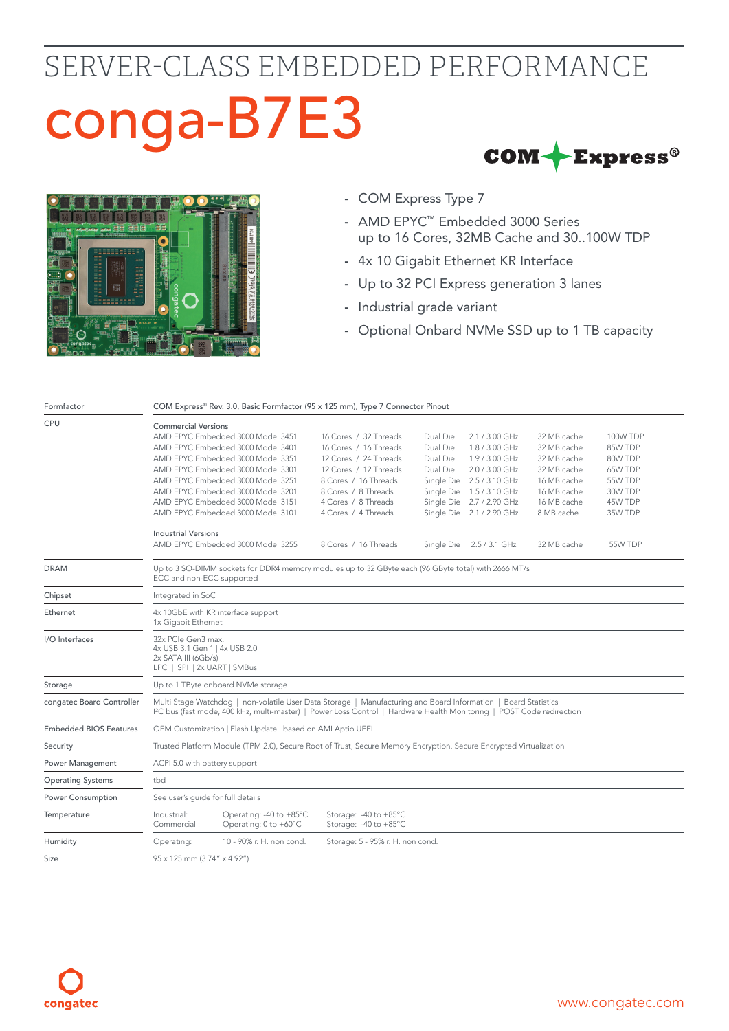# SERVER-CLASS EMBEDDED PERFORMANCE

# conga-B7E3

- COM Express Type 7
- AMD EPYC™ Embedded 3000 Series
  up to 16 Cores, 32MB Cache and 30..100W TDP
- 4x 10 Gigabit Ethernet KR Interface
- Up to 32 PCI Express generation 3 lanes
- Industrial grade variant
- Optional Onbard NVMe SSD up to 1 TB capacity

| | | | | | | |
|---|---|---|---|---|---|---|
| Formfactor | COM Express® Rev. 3.0, Basic Formfactor (95 x 125 mm), Type 7 Connector Pinout | | | | | |
| CPU | Commercial Versions | | | | | |
| | AMD EPYC Embedded 3000 Model 3451 | 16 Cores / 32 Threads | Dual Die | 2.1 / 3.00 GHz | 32 MB cache | 100W TDP |
| | AMD EPYC Embedded 3000 Model 3401 | 16 Cores / 16 Threads | Dual Die | 1.8 / 3.00 GHz | 32 MB cache | 85W TDP |
| | AMD EPYC Embedded 3000 Model 3351 | 12 Cores / 24 Threads | Dual Die | 1.9 / 3.00 GHz | 32 MB cache | 80W TDP |
| | AMD EPYC Embedded 3000 Model 3301 | 12 Cores / 12 Threads | Dual Die | 2.0 / 3.00 GHz | 32 MB cache | 65W TDP |
| | AMD EPYC Embedded 3000 Model 3251 | 8 Cores / 16 Threads | Single Die | 2.5 / 3.10 GHz | 16 MB cache | 55W TDP |
| | AMD EPYC Embedded 3000 Model 3201 | 8 Cores / 8 Threads | Single Die | 1.5 / 3.10 GHz | 16 MB cache | 30W TDP |
| | AMD EPYC Embedded 3000 Model 3151 | 4 Cores / 8 Threads | Single Die | 2.7 / 2.90 GHz | 16 MB cache | 45W TDP |
| | AMD EPYC Embedded 3000 Model 3101 | 4 Cores / 4 Threads | Single Die | 2.1 / 2.90 GHz | 8 MB cache | 35W TDP |
| | Industrial Versions | | | | | |
| | AMD EPYC Embedded 3000 Model 3255 | 8 Cores / 16 Threads | Single Die | 2.5 / 3.1 GHz | 32 MB cache | 55W TDP |
| DRAM | Up to 3 SO-DIMM sockets for DDR4 memory modules up to 32 GByte each (96 GByte total) with 2666 MT/s<br>ECC and non-ECC supported | | | | | |
| Chipset | Integrated in SoC | | | | | |
| Ethernet | 4x 10GbE with KR interface support<br>1x Gigabit Ethernet | | | | | |
| I/O Interfaces | 32x PCIe Gen3 max.<br>4x USB 3.1 Gen 1 \| 4x USB 2.0<br>2x SATA III (6Gb/s)<br>LPC \| SPI \| 2x UART \| SMBus | | | | | |
| Storage | Up to 1 TByte onboard NVMe storage | | | | | |
| congatec Board Controller | Multi Stage Watchdog \| non-volatile User Data Storage \| Manufacturing and Board Information \| Board Statistics<br>I²C bus (fast mode, 400 kHz, multi-master) \| Power Loss Control \| Hardware Health Monitoring \| POST Code redirection | | | | | |
| Embedded BIOS Features | OEM Customization \| Flash Update \| based on AMI Aptio UEFI | | | | | |
| Security | Trusted Platform Module (TPM 2.0), Secure Root of Trust, Secure Memory Encryption, Secure Encrypted Virtualization | | | | | |
| Power Management | ACPI 5.0 with battery support | | | | | |
| Operating Systems | tbd | | | | | |
| Power Consumption | See user's guide for full details | | | | | |
| Temperature | Industrial: Operating: -40 to +85°C Storage: -40 to +85°C<br>Commercial: Operating: 0 to +60°C Storage: -40 to +85°C | | | | | |
| Humidity | Operating: 10 - 90% r. H. non cond. Storage: 5 - 95% r. H. non cond. | | | | | |
| Size | 95 x 125 mm (3.74" x 4.92") | | | | | |

www.congatec.com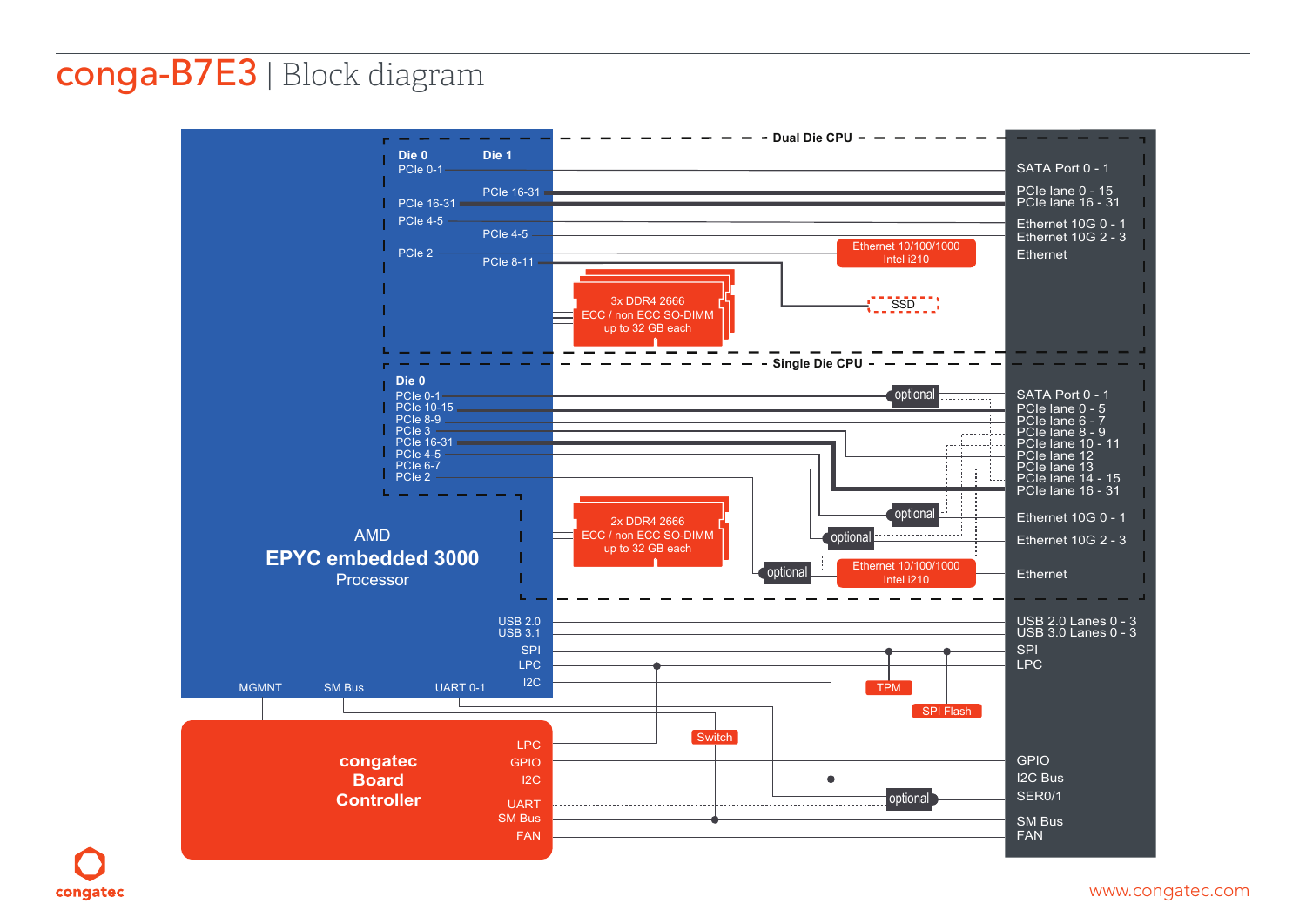# conga-B7E3 | Block diagram

**Dual Die CPU**

**Die 0**
- PCIe 0-1
- PCIe 16-31
- PCIe 4-5
- PCIe 2

**Die 1**
- PCIe 16-31
- PCIe 4-5
- PCIe 8-11

3x DDR4 2666
ECC / non ECC SO-DIMM
up to 32 GB each

Ethernet 10/100/1000
Intel i210

SSD

- SATA Port 0 - 1
- PCIe lane 0 - 15
- PCIe lane 16 - 31
- Ethernet 10G 0 - 1
- Ethernet 10G 2 - 3
- Ethernet

**Single Die CPU**

**Die 0**
- PCIe 0-1
- PCIe 10-15
- PCIe 8-9
- PCIe 3
- PCIe 16-31
- PCIe 4-5
- PCIe 6-7
- PCIe 2

2x DDR4 2666
ECC / non ECC SO-DIMM
up to 32 GB each

optional

Ethernet 10/100/1000
Intel i210

- SATA Port 0 - 1
- PCIe lane 0 - 5
- PCIe lane 6 - 7
- PCIe lane 8 - 9
- PCIe lane 10 - 11
- PCIe lane 12
- PCIe lane 13
- PCIe lane 14 - 15
- PCIe lane 16 - 31
- Ethernet 10G 0 - 1
- Ethernet 10G 2 - 3
- Ethernet

AMD
**EPYC embedded 3000**
Processor

- USB 2.0
- USB 3.1
- SPI
- LPC
- I2C
- MGMNT
- SM Bus
- UART 0-1

TPM

SPI Flash

Switch

**congatec Board Controller**
- LPC
- GPIO
- I2C
- UART
- SM Bus
- FAN

- USB 2.0 Lanes 0 - 3
- USB 3.0 Lanes 0 - 3
- SPI
- LPC
- GPIO
- I2C Bus
- SER0/1
- SM Bus
- FAN

www.congatec.com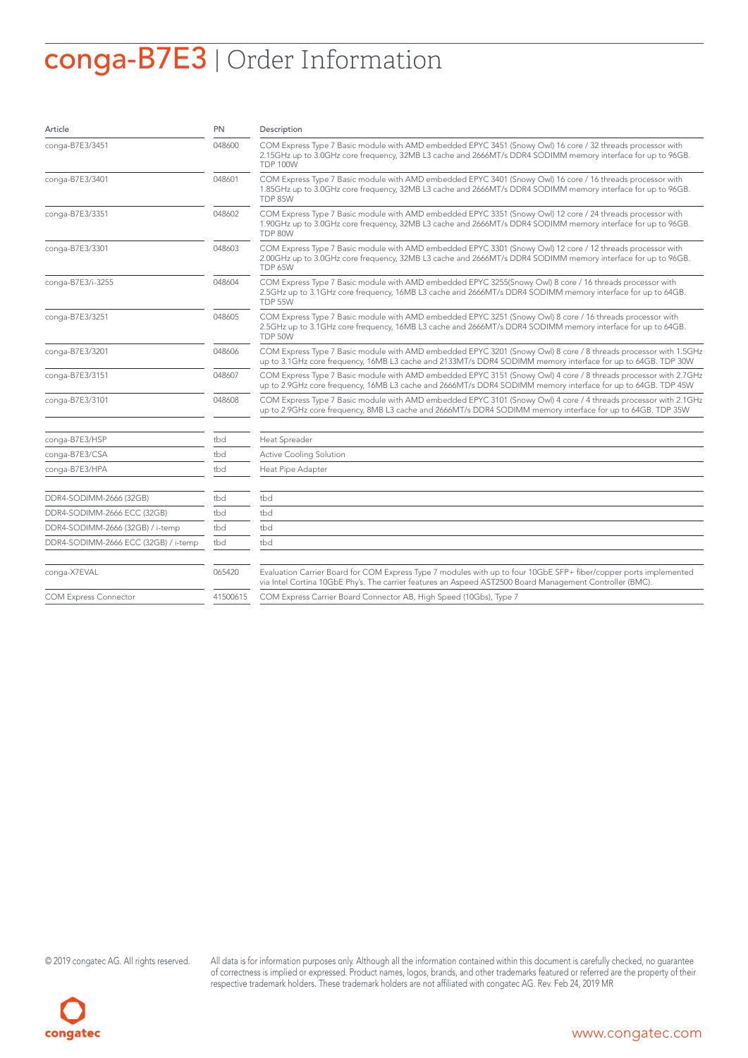# conga-B7E3 | Order Information

| Article | PN | Description |
|---|---|---|
| conga-B7E3/3451 | 048600 | COM Express Type 7 Basic module with AMD embedded EPYC 3451 (Snowy Owl) 16 core / 32 threads processor with 2.15GHz up to 3.0GHz core frequency, 32MB L3 cache and 2666MT/s DDR4 SODIMM memory interface for up to 96GB. TDP 100W |
| conga-B7E3/3401 | 048601 | COM Express Type 7 Basic module with AMD embedded EPYC 3401 (Snowy Owl) 16 core / 16 threads processor with 1.85GHz up to 3.0GHz core frequency, 32MB L3 cache and 2666MT/s DDR4 SODIMM memory interface for up to 96GB. TDP 85W |
| conga-B7E3/3351 | 048602 | COM Express Type 7 Basic module with AMD embedded EPYC 3351 (Snowy Owl) 12 core / 24 threads processor with 1.90GHz up to 3.0GHz core frequency, 32MB L3 cache and 2666MT/s DDR4 SODIMM memory interface for up to 96GB. TDP 80W |
| conga-B7E3/3301 | 048603 | COM Express Type 7 Basic module with AMD embedded EPYC 3301 (Snowy Owl) 12 core / 12 threads processor with 2.00GHz up to 3.0GHz core frequency, 32MB L3 cache and 2666MT/s DDR4 SODIMM memory interface for up to 96GB. TDP 65W |
| conga-B7E3/i-3255 | 048604 | COM Express Type 7 Basic module with AMD embedded EPYC 3255(Snowy Owl) 8 core / 16 threads processor with 2.5GHz up to 3.1GHz core frequency, 16MB L3 cache and 2666MT/s DDR4 SODIMM memory interface for up to 64GB. TDP 55W |
| conga-B7E3/3251 | 048605 | COM Express Type 7 Basic module with AMD embedded EPYC 3251 (Snowy Owl) 8 core / 16 threads processor with 2.5GHz up to 3.1GHz core frequency, 16MB L3 cache and 2666MT/s DDR4 SODIMM memory interface for up to 64GB. TDP 50W |
| conga-B7E3/3201 | 048606 | COM Express Type 7 Basic module with AMD embedded EPYC 3201 (Snowy Owl) 8 core / 8 threads processor with 1.5GHz up to 3.1GHz core frequency, 16MB L3 cache and 2133MT/s DDR4 SODIMM memory interface for up to 64GB. TDP 30W |
| conga-B7E3/3151 | 048607 | COM Express Type 7 Basic module with AMD embedded EPYC 3151 (Snowy Owl) 4 core / 8 threads processor with 2.7GHz up to 2.9GHz core frequency, 16MB L3 cache and 2666MT/s DDR4 SODIMM memory interface for up to 64GB. TDP 45W |
| conga-B7E3/3101 | 048608 | COM Express Type 7 Basic module with AMD embedded EPYC 3101 (Snowy Owl) 4 core / 4 threads processor with 2.1GHz up to 2.9GHz core frequency, 8MB L3 cache and 2666MT/s DDR4 SODIMM memory interface for up to 64GB. TDP 35W |
| conga-B7E3/HSP | tbd | Heat Spreader |
| conga-B7E3/CSA | tbd | Active Cooling Solution |
| conga-B7E3/HPA | tbd | Heat Pipe Adapter |
| DDR4-SODIMM-2666 (32GB) | tbd | tbd |
| DDR4-SODIMM-2666 ECC (32GB) | tbd | tbd |
| DDR4-SODIMM-2666 (32GB) / i-temp | tbd | tbd |
| DDR4-SODIMM-2666 ECC (32GB) / i-temp | tbd | tbd |
| conga-X7EVAL | 065420 | Evaluation Carrier Board for COM Express Type 7 modules with up to four 10GbE SFP+ fiber/copper ports implemented via Intel Cortina 10GbE Phy's. The carrier features an Aspeed AST2500 Board Management Controller (BMC). |
| COM Express Connector | 41500615 | COM Express Carrier Board Connector AB, High Speed (10Gbs), Type 7 |

© 2019 congatec AG. All rights reserved.

All data is for information purposes only. Although all the information contained within this document is carefully checked, no guarantee of correctness is implied or expressed. Product names, logos, brands, and other trademarks featured or referred are the property of their respective trademark holders. These trademark holders are not affiliated with congatec AG. Rev. Feb 24, 2019 MR

congatec

www.congatec.com